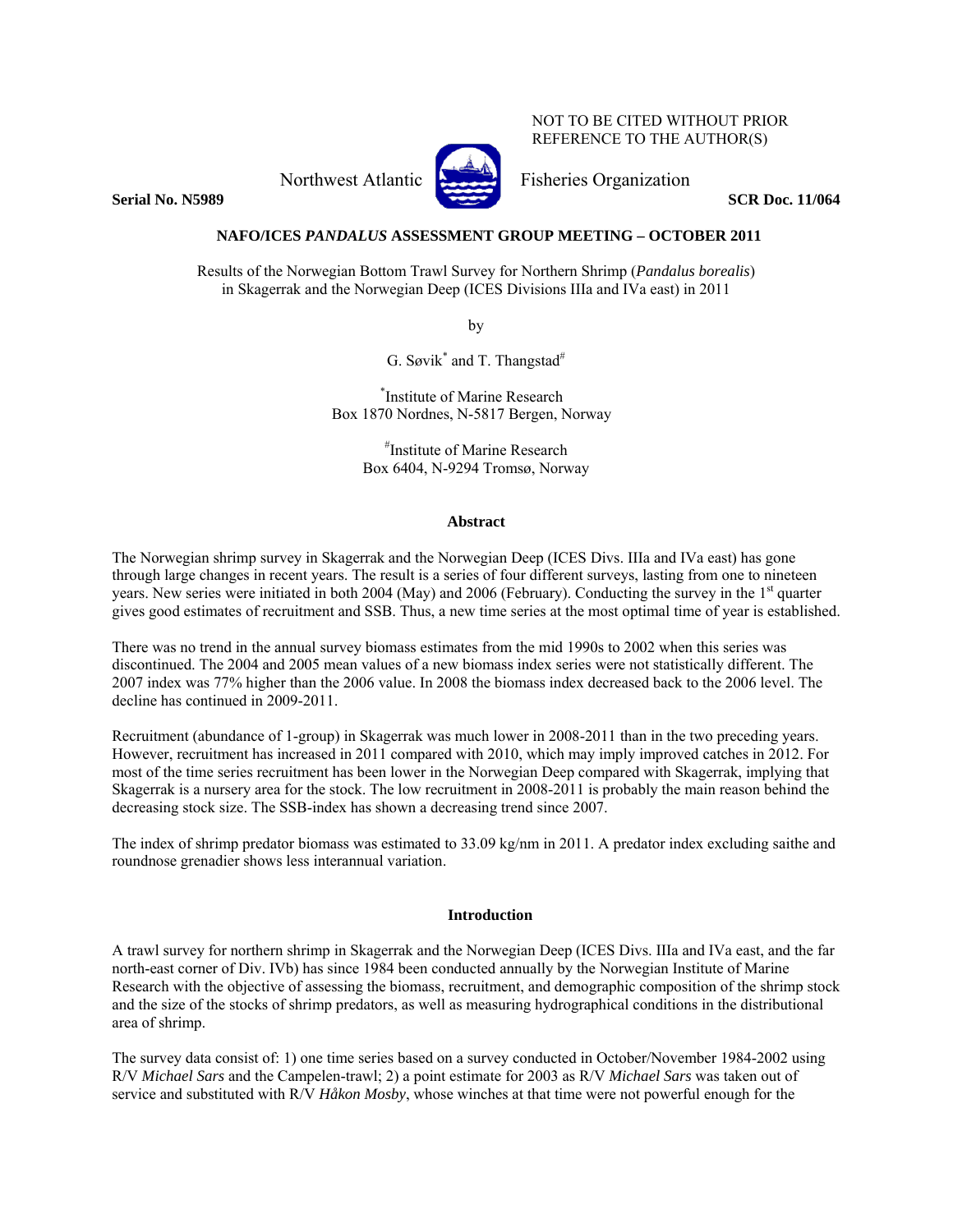NOT TO BE CITED WITHOUT PRIOR REFERENCE TO THE AUTHOR(S)

Northwest Atlantic Fisheries Organization

**Serial No. N5989** **SCR Doc. 11/064**

**NAFO/ICES *PANDALUS* ASSESSMENT GROUP MEETING – OCTOBER 2011**

Results of the Norwegian Bottom Trawl Survey for Northern Shrimp (*Pandalus borealis*) in Skagerrak and the Norwegian Deep (ICES Divisions IIIa and IVa east) in 2011

by

G. Søvik[*] and T. Thangstad[#]

[*]Institute of Marine Research
Box 1870 Nordnes, N-5817 Bergen, Norway

[#]Institute of Marine Research
Box 6404, N-9294 Tromsø, Norway

## Abstract

The Norwegian shrimp survey in Skagerrak and the Norwegian Deep (ICES Divs. IIIa and IVa east) has gone through large changes in recent years. The result is a series of four different surveys, lasting from one to nineteen years. New series were initiated in both 2004 (May) and 2006 (February). Conducting the survey in the 1st quarter gives good estimates of recruitment and SSB. Thus, a new time series at the most optimal time of year is established.

There was no trend in the annual survey biomass estimates from the mid 1990s to 2002 when this series was discontinued. The 2004 and 2005 mean values of a new biomass index series were not statistically different. The 2007 index was 77% higher than the 2006 value. In 2008 the biomass index decreased back to the 2006 level. The decline has continued in 2009-2011.

Recruitment (abundance of 1-group) in Skagerrak was much lower in 2008-2011 than in the two preceding years. However, recruitment has increased in 2011 compared with 2010, which may imply improved catches in 2012. For most of the time series recruitment has been lower in the Norwegian Deep compared with Skagerrak, implying that Skagerrak is a nursery area for the stock. The low recruitment in 2008-2011 is probably the main reason behind the decreasing stock size. The SSB-index has shown a decreasing trend since 2007.

The index of shrimp predator biomass was estimated to 33.09 kg/nm in 2011. A predator index excluding saithe and roundnose grenadier shows less interannual variation.

## Introduction

A trawl survey for northern shrimp in Skagerrak and the Norwegian Deep (ICES Divs. IIIa and IVa east, and the far north-east corner of Div. IVb) has since 1984 been conducted annually by the Norwegian Institute of Marine Research with the objective of assessing the biomass, recruitment, and demographic composition of the shrimp stock and the size of the stocks of shrimp predators, as well as measuring hydrographical conditions in the distributional area of shrimp.

The survey data consist of: 1) one time series based on a survey conducted in October/November 1984-2002 using R/V *Michael Sars* and the Campelen-trawl; 2) a point estimate for 2003 as R/V *Michael Sars* was taken out of service and substituted with R/V *Håkon Mosby*, whose winches at that time were not powerful enough for the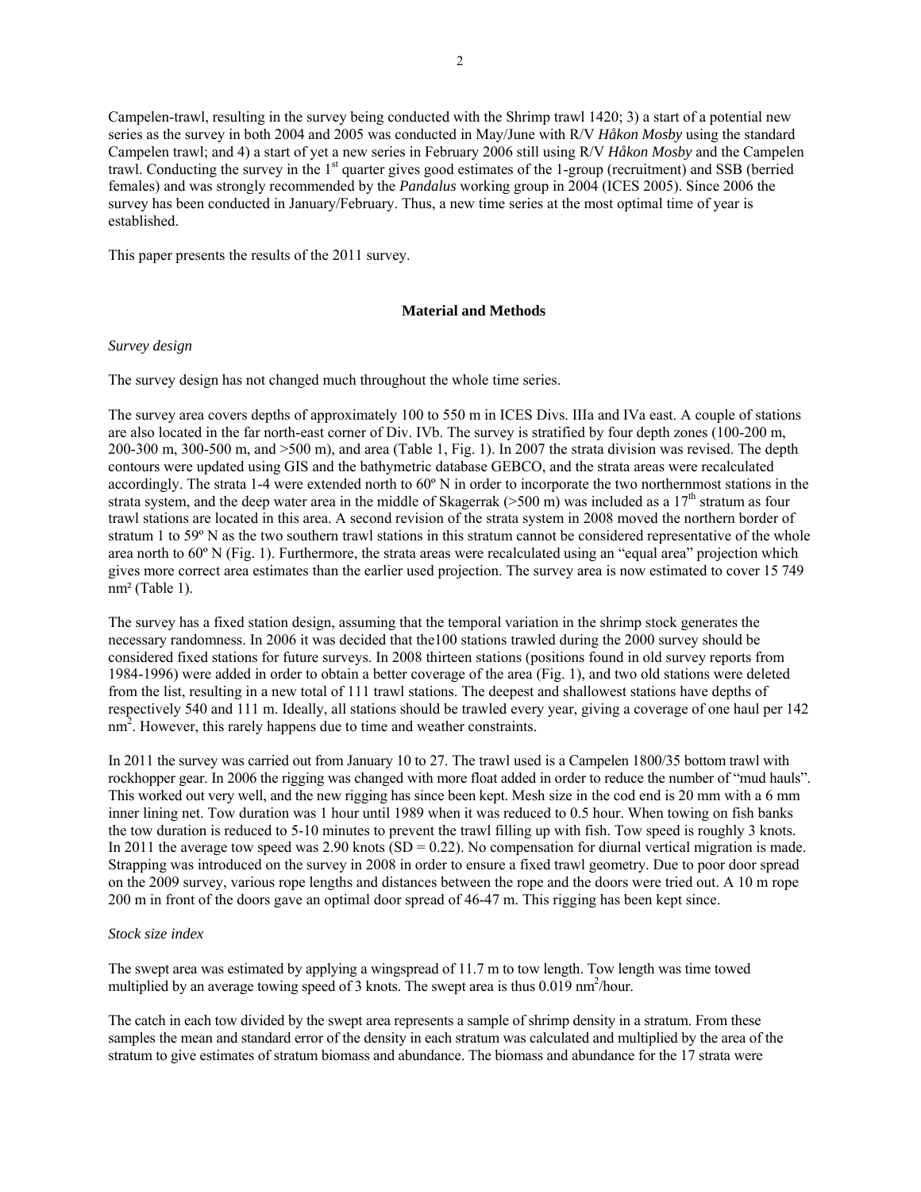Campelen-trawl, resulting in the survey being conducted with the Shrimp trawl 1420; 3) a start of a potential new series as the survey in both 2004 and 2005 was conducted in May/June with R/V *Håkon Mosby* using the standard Campelen trawl; and 4) a start of yet a new series in February 2006 still using R/V *Håkon Mosby* and the Campelen trawl. Conducting the survey in the 1st quarter gives good estimates of the 1-group (recruitment) and SSB (berried females) and was strongly recommended by the *Pandalus* working group in 2004 (ICES 2005). Since 2006 the survey has been conducted in January/February. Thus, a new time series at the most optimal time of year is established.

This paper presents the results of the 2011 survey.

## Material and Methods

*Survey design*

The survey design has not changed much throughout the whole time series.

The survey area covers depths of approximately 100 to 550 m in ICES Divs. IIIa and IVa east. A couple of stations are also located in the far north-east corner of Div. IVb. The survey is stratified by four depth zones (100-200 m, 200-300 m, 300-500 m, and >500 m), and area (Table 1, Fig. 1). In 2007 the strata division was revised. The depth contours were updated using GIS and the bathymetric database GEBCO, and the strata areas were recalculated accordingly. The strata 1-4 were extended north to 60º N in order to incorporate the two northernmost stations in the strata system, and the deep water area in the middle of Skagerrak (>500 m) was included as a 17th stratum as four trawl stations are located in this area. A second revision of the strata system in 2008 moved the northern border of stratum 1 to 59º N as the two southern trawl stations in this stratum cannot be considered representative of the whole area north to 60º N (Fig. 1). Furthermore, the strata areas were recalculated using an "equal area" projection which gives more correct area estimates than the earlier used projection. The survey area is now estimated to cover 15 749 nm² (Table 1).

The survey has a fixed station design, assuming that the temporal variation in the shrimp stock generates the necessary randomness. In 2006 it was decided that the100 stations trawled during the 2000 survey should be considered fixed stations for future surveys. In 2008 thirteen stations (positions found in old survey reports from 1984-1996) were added in order to obtain a better coverage of the area (Fig. 1), and two old stations were deleted from the list, resulting in a new total of 111 trawl stations. The deepest and shallowest stations have depths of respectively 540 and 111 m. Ideally, all stations should be trawled every year, giving a coverage of one haul per 142 nm². However, this rarely happens due to time and weather constraints.

In 2011 the survey was carried out from January 10 to 27. The trawl used is a Campelen 1800/35 bottom trawl with rockhopper gear. In 2006 the rigging was changed with more float added in order to reduce the number of "mud hauls". This worked out very well, and the new rigging has since been kept. Mesh size in the cod end is 20 mm with a 6 mm inner lining net. Tow duration was 1 hour until 1989 when it was reduced to 0.5 hour. When towing on fish banks the tow duration is reduced to 5-10 minutes to prevent the trawl filling up with fish. Tow speed is roughly 3 knots. In 2011 the average tow speed was 2.90 knots (SD = 0.22). No compensation for diurnal vertical migration is made. Strapping was introduced on the survey in 2008 in order to ensure a fixed trawl geometry. Due to poor door spread on the 2009 survey, various rope lengths and distances between the rope and the doors were tried out. A 10 m rope 200 m in front of the doors gave an optimal door spread of 46-47 m. This rigging has been kept since.

*Stock size index*

The swept area was estimated by applying a wingspread of 11.7 m to tow length. Tow length was time towed multiplied by an average towing speed of 3 knots. The swept area is thus 0.019 nm²/hour.

The catch in each tow divided by the swept area represents a sample of shrimp density in a stratum. From these samples the mean and standard error of the density in each stratum was calculated and multiplied by the area of the stratum to give estimates of stratum biomass and abundance. The biomass and abundance for the 17 strata were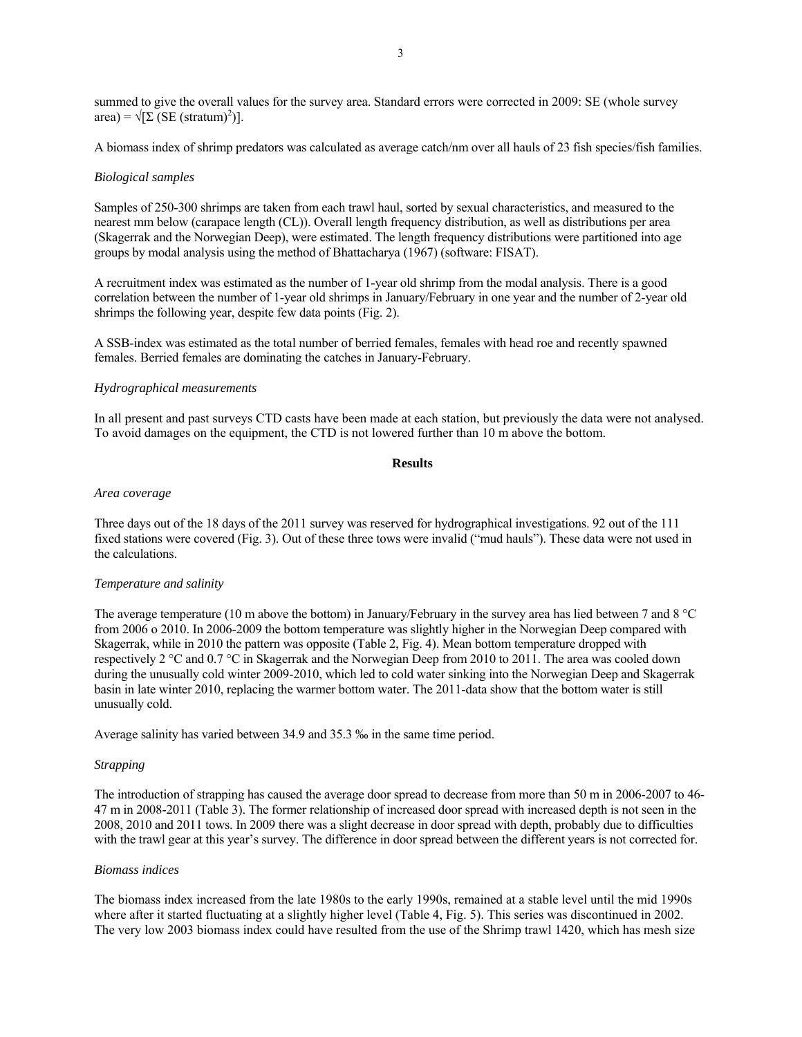summed to give the overall values for the survey area. Standard errors were corrected in 2009: SE (whole survey area) = $\sqrt{[\Sigma\ (SE\ (stratum)^2)]}$.

A biomass index of shrimp predators was calculated as average catch/nm over all hauls of 23 fish species/fish families.

*Biological samples*

Samples of 250-300 shrimps are taken from each trawl haul, sorted by sexual characteristics, and measured to the nearest mm below (carapace length (CL)). Overall length frequency distribution, as well as distributions per area (Skagerrak and the Norwegian Deep), were estimated. The length frequency distributions were partitioned into age groups by modal analysis using the method of Bhattacharya (1967) (software: FISAT).

A recruitment index was estimated as the number of 1-year old shrimp from the modal analysis. There is a good correlation between the number of 1-year old shrimps in January/February in one year and the number of 2-year old shrimps the following year, despite few data points (Fig. 2).

A SSB-index was estimated as the total number of berried females, females with head roe and recently spawned females. Berried females are dominating the catches in January-February.

*Hydrographical measurements*

In all present and past surveys CTD casts have been made at each station, but previously the data were not analysed. To avoid damages on the equipment, the CTD is not lowered further than 10 m above the bottom.

## Results

*Area coverage*

Three days out of the 18 days of the 2011 survey was reserved for hydrographical investigations. 92 out of the 111 fixed stations were covered (Fig. 3). Out of these three tows were invalid ("mud hauls"). These data were not used in the calculations.

*Temperature and salinity*

The average temperature (10 m above the bottom) in January/February in the survey area has lied between 7 and 8 °C from 2006 o 2010. In 2006-2009 the bottom temperature was slightly higher in the Norwegian Deep compared with Skagerrak, while in 2010 the pattern was opposite (Table 2, Fig. 4). Mean bottom temperature dropped with respectively 2 °C and 0.7 °C in Skagerrak and the Norwegian Deep from 2010 to 2011. The area was cooled down during the unusually cold winter 2009-2010, which led to cold water sinking into the Norwegian Deep and Skagerrak basin in late winter 2010, replacing the warmer bottom water. The 2011-data show that the bottom water is still unusually cold.

Average salinity has varied between 34.9 and 35.3 ‰ in the same time period.

*Strapping*

The introduction of strapping has caused the average door spread to decrease from more than 50 m in 2006-2007 to 46-47 m in 2008-2011 (Table 3). The former relationship of increased door spread with increased depth is not seen in the 2008, 2010 and 2011 tows. In 2009 there was a slight decrease in door spread with depth, probably due to difficulties with the trawl gear at this year's survey. The difference in door spread between the different years is not corrected for.

*Biomass indices*

The biomass index increased from the late 1980s to the early 1990s, remained at a stable level until the mid 1990s where after it started fluctuating at a slightly higher level (Table 4, Fig. 5). This series was discontinued in 2002. The very low 2003 biomass index could have resulted from the use of the Shrimp trawl 1420, which has mesh size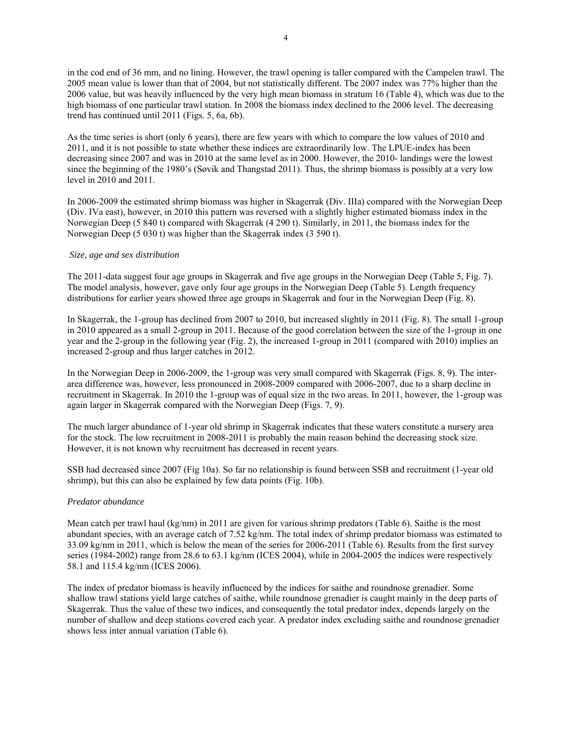in the cod end of 36 mm, and no lining. However, the trawl opening is taller compared with the Campelen trawl. The 2005 mean value is lower than that of 2004, but not statistically different. The 2007 index was 77% higher than the 2006 value, but was heavily influenced by the very high mean biomass in stratum 16 (Table 4), which was due to the high biomass of one particular trawl station. In 2008 the biomass index declined to the 2006 level. The decreasing trend has continued until 2011 (Figs. 5, 6a, 6b).

As the time series is short (only 6 years), there are few years with which to compare the low values of 2010 and 2011, and it is not possible to state whether these indices are extraordinarily low. The LPUE-index has been decreasing since 2007 and was in 2010 at the same level as in 2000. However, the 2010- landings were the lowest since the beginning of the 1980's (Søvik and Thangstad 2011). Thus, the shrimp biomass is possibly at a very low level in 2010 and 2011.

In 2006-2009 the estimated shrimp biomass was higher in Skagerrak (Div. IIIa) compared with the Norwegian Deep (Div. IVa east), however, in 2010 this pattern was reversed with a slightly higher estimated biomass index in the Norwegian Deep (5 840 t) compared with Skagerrak (4 290 t). Similarly, in 2011, the biomass index for the Norwegian Deep (5 030 t) was higher than the Skagerrak index (3 590 t).

*Size, age and sex distribution*

The 2011-data suggest four age groups in Skagerrak and five age groups in the Norwegian Deep (Table 5, Fig. 7). The model analysis, however, gave only four age groups in the Norwegian Deep (Table 5). Length frequency distributions for earlier years showed three age groups in Skagerrak and four in the Norwegian Deep (Fig. 8).

In Skagerrak, the 1-group has declined from 2007 to 2010, but increased slightly in 2011 (Fig. 8). The small 1-group in 2010 appeared as a small 2-group in 2011. Because of the good correlation between the size of the 1-group in one year and the 2-group in the following year (Fig. 2), the increased 1-group in 2011 (compared with 2010) implies an increased 2-group and thus larger catches in 2012.

In the Norwegian Deep in 2006-2009, the 1-group was very small compared with Skagerrak (Figs. 8, 9). The inter-area difference was, however, less pronounced in 2008-2009 compared with 2006-2007, due to a sharp decline in recruitment in Skagerrak. In 2010 the 1-group was of equal size in the two areas. In 2011, however, the 1-group was again larger in Skagerrak compared with the Norwegian Deep (Figs. 7, 9).

The much larger abundance of 1-year old shrimp in Skagerrak indicates that these waters constitute a nursery area for the stock. The low recruitment in 2008-2011 is probably the main reason behind the decreasing stock size. However, it is not known why recruitment has decreased in recent years.

SSB had decreased since 2007 (Fig 10a). So far no relationship is found between SSB and recruitment (1-year old shrimp), but this can also be explained by few data points (Fig. 10b).

*Predator abundance*

Mean catch per trawl haul (kg/nm) in 2011 are given for various shrimp predators (Table 6). Saithe is the most abundant species, with an average catch of 7.52 kg/nm. The total index of shrimp predator biomass was estimated to 33.09 kg/nm in 2011, which is below the mean of the series for 2006-2011 (Table 6). Results from the first survey series (1984-2002) range from 28.6 to 63.1 kg/nm (ICES 2004), while in 2004-2005 the indices were respectively 58.1 and 115.4 kg/nm (ICES 2006).

The index of predator biomass is heavily influenced by the indices for saithe and roundnose grenadier. Some shallow trawl stations yield large catches of saithe, while roundnose grenadier is caught mainly in the deep parts of Skagerrak. Thus the value of these two indices, and consequently the total predator index, depends largely on the number of shallow and deep stations covered each year. A predator index excluding saithe and roundnose grenadier shows less inter annual variation (Table 6).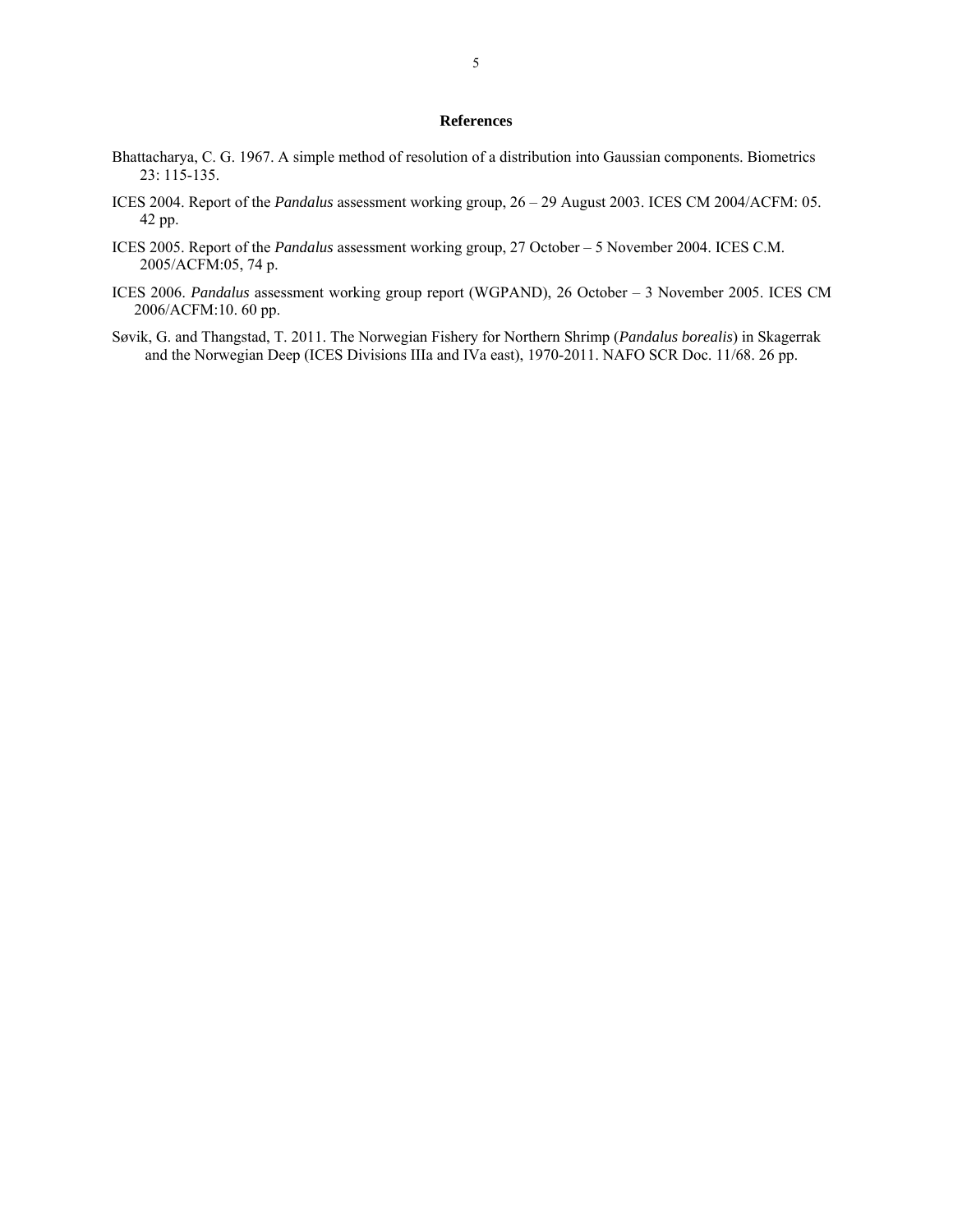## References

Bhattacharya, C. G. 1967. A simple method of resolution of a distribution into Gaussian components. Biometrics 23: 115-135.

ICES 2004. Report of the *Pandalus* assessment working group, 26 – 29 August 2003. ICES CM 2004/ACFM: 05. 42 pp.

ICES 2005. Report of the *Pandalus* assessment working group, 27 October – 5 November 2004. ICES C.M. 2005/ACFM:05, 74 p.

ICES 2006. *Pandalus* assessment working group report (WGPAND), 26 October – 3 November 2005. ICES CM 2006/ACFM:10. 60 pp.

Søvik, G. and Thangstad, T. 2011. The Norwegian Fishery for Northern Shrimp (*Pandalus borealis*) in Skagerrak and the Norwegian Deep (ICES Divisions IIIa and IVa east), 1970-2011. NAFO SCR Doc. 11/68. 26 pp.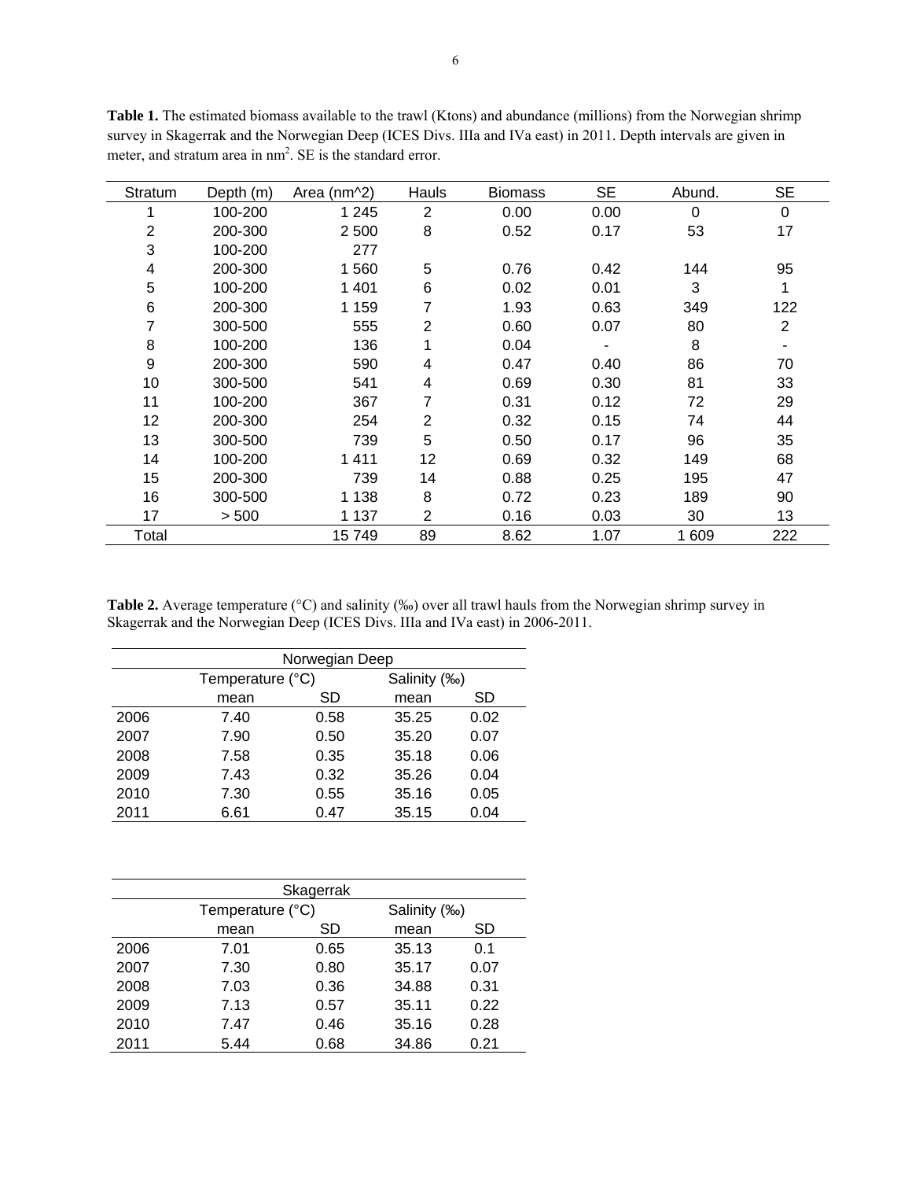**Table 1.** The estimated biomass available to the trawl (Ktons) and abundance (millions) from the Norwegian shrimp survey in Skagerrak and the Norwegian Deep (ICES Divs. IIIa and IVa east) in 2011. Depth intervals are given in meter, and stratum area in $nm^2$. SE is the standard error.

| Stratum | Depth (m) | Area (nm^2) | Hauls | Biomass | SE | Abund. | SE |
|---|---|---|---|---|---|---|---|
| 1 | 100-200 | 1 245 | 2 | 0.00 | 0.00 | 0 | 0 |
| 2 | 200-300 | 2 500 | 8 | 0.52 | 0.17 | 53 | 17 |
| 3 | 100-200 | 277 | | | | | |
| 4 | 200-300 | 1 560 | 5 | 0.76 | 0.42 | 144 | 95 |
| 5 | 100-200 | 1 401 | 6 | 0.02 | 0.01 | 3 | 1 |
| 6 | 200-300 | 1 159 | 7 | 1.93 | 0.63 | 349 | 122 |
| 7 | 300-500 | 555 | 2 | 0.60 | 0.07 | 80 | 2 |
| 8 | 100-200 | 136 | 1 | 0.04 | - | 8 | - |
| 9 | 200-300 | 590 | 4 | 0.47 | 0.40 | 86 | 70 |
| 10 | 300-500 | 541 | 4 | 0.69 | 0.30 | 81 | 33 |
| 11 | 100-200 | 367 | 7 | 0.31 | 0.12 | 72 | 29 |
| 12 | 200-300 | 254 | 2 | 0.32 | 0.15 | 74 | 44 |
| 13 | 300-500 | 739 | 5 | 0.50 | 0.17 | 96 | 35 |
| 14 | 100-200 | 1 411 | 12 | 0.69 | 0.32 | 149 | 68 |
| 15 | 200-300 | 739 | 14 | 0.88 | 0.25 | 195 | 47 |
| 16 | 300-500 | 1 138 | 8 | 0.72 | 0.23 | 189 | 90 |
| 17 | > 500 | 1 137 | 2 | 0.16 | 0.03 | 30 | 13 |
| Total | | 15 749 | 89 | 8.62 | 1.07 | 1 609 | 222 |

**Table 2.** Average temperature (°C) and salinity (‰) over all trawl hauls from the Norwegian shrimp survey in Skagerrak and the Norwegian Deep (ICES Divs. IIIa and IVa east) in 2006-2011.

| Norwegian Deep | | | | |
|---|---|---|---|---|
| | Temperature (°C) | | Salinity (‰) | |
| | mean | SD | mean | SD |
| 2006 | 7.40 | 0.58 | 35.25 | 0.02 |
| 2007 | 7.90 | 0.50 | 35.20 | 0.07 |
| 2008 | 7.58 | 0.35 | 35.18 | 0.06 |
| 2009 | 7.43 | 0.32 | 35.26 | 0.04 |
| 2010 | 7.30 | 0.55 | 35.16 | 0.05 |
| 2011 | 6.61 | 0.47 | 35.15 | 0.04 |

| Skagerrak | | | | |
|---|---|---|---|---|
| | Temperature (°C) | | Salinity (‰) | |
| | mean | SD | mean | SD |
| 2006 | 7.01 | 0.65 | 35.13 | 0.1 |
| 2007 | 7.30 | 0.80 | 35.17 | 0.07 |
| 2008 | 7.03 | 0.36 | 34.88 | 0.31 |
| 2009 | 7.13 | 0.57 | 35.11 | 0.22 |
| 2010 | 7.47 | 0.46 | 35.16 | 0.28 |
| 2011 | 5.44 | 0.68 | 34.86 | 0.21 |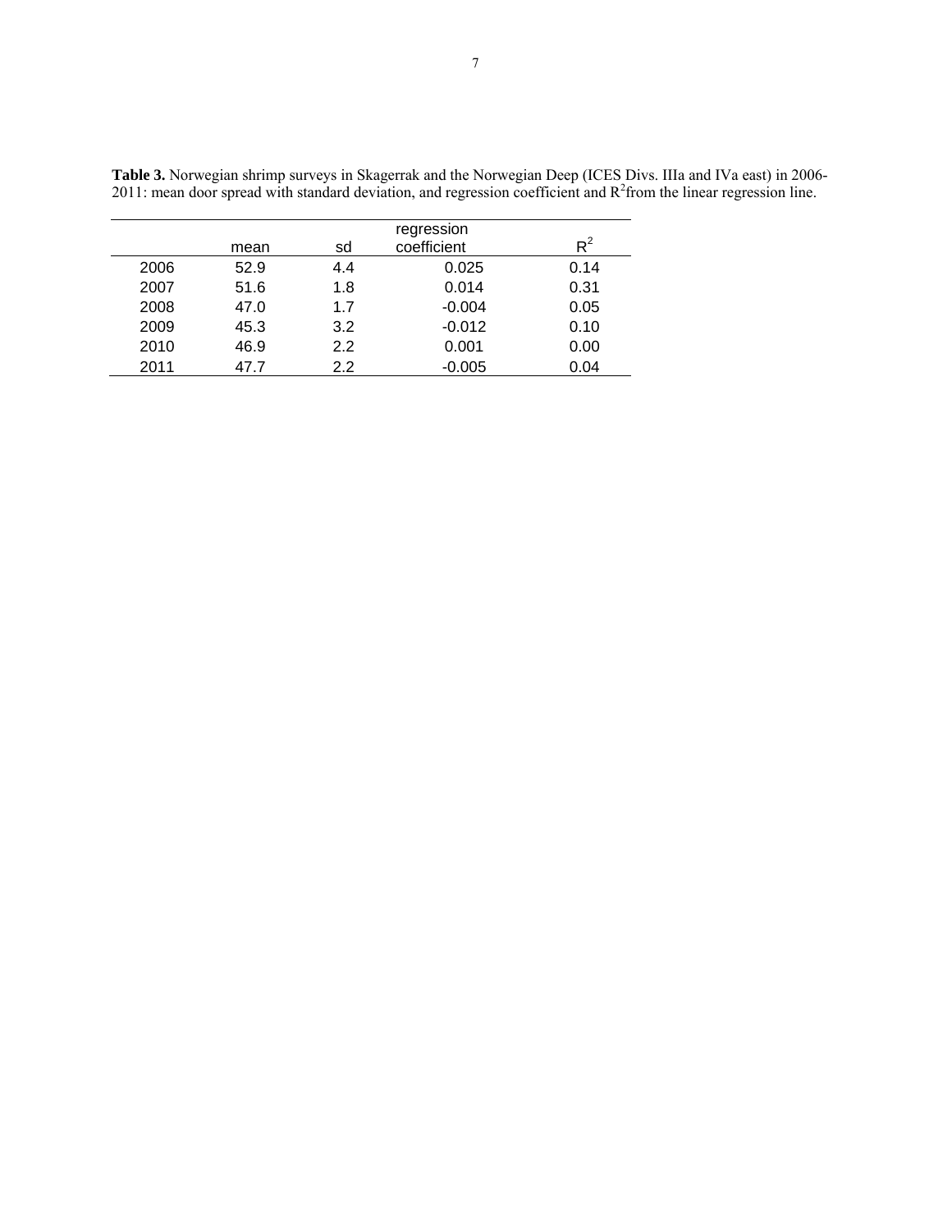**Table 3.** Norwegian shrimp surveys in Skagerrak and the Norwegian Deep (ICES Divs. IIIa and IVa east) in 2006-2011: mean door spread with standard deviation, and regression coefficient and $R^2$ from the linear regression line.

| | mean | sd | regression coefficient | $R^2$ |
|---|---|---|---|---|
| 2006 | 52.9 | 4.4 | 0.025 | 0.14 |
| 2007 | 51.6 | 1.8 | 0.014 | 0.31 |
| 2008 | 47.0 | 1.7 | -0.004 | 0.05 |
| 2009 | 45.3 | 3.2 | -0.012 | 0.10 |
| 2010 | 46.9 | 2.2 | 0.001 | 0.00 |
| 2011 | 47.7 | 2.2 | -0.005 | 0.04 |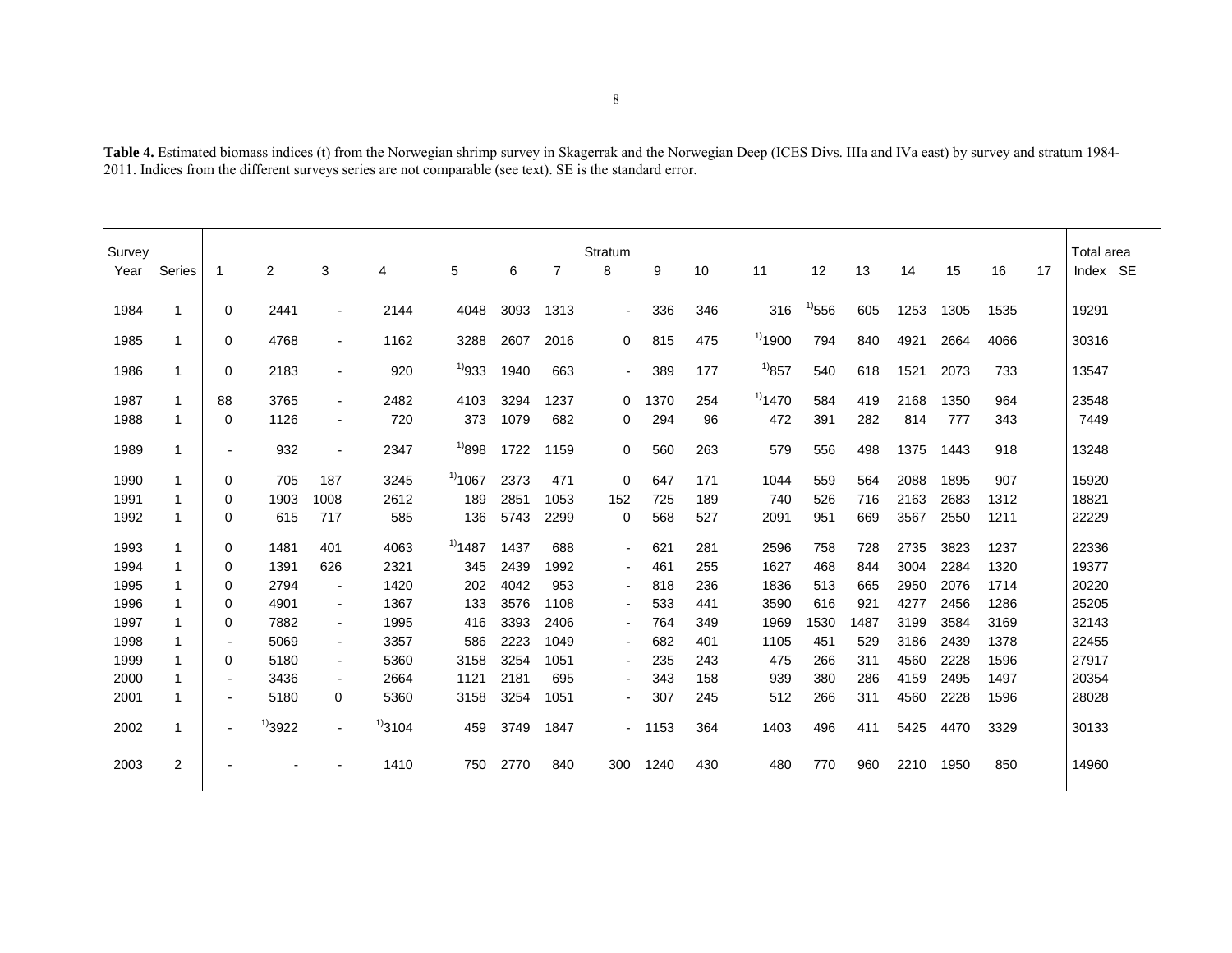**Table 4.** Estimated biomass indices (t) from the Norwegian shrimp survey in Skagerrak and the Norwegian Deep (ICES Divs. IIIa and IVa east) by survey and stratum 1984-2011. Indices from the different surveys series are not comparable (see text). SE is the standard error.

| Survey | | Stratum | | | | | | | | | | | | | | | | | Total area | |
|---|---|---|---|---|---|---|---|---|---|---|---|---|---|---|---|---|---|---|---|---|
| Year | Series | 1 | 2 | 3 | 4 | 5 | 6 | 7 | 8 | 9 | 10 | 11 | 12 | 13 | 14 | 15 | 16 | 17 | Index | SE |
| 1984 | 1 | 0 | 2441 | - | 2144 | 4048 | 3093 | 1313 | - | 336 | 346 | 316 | [1)]556 | 605 | 1253 | 1305 | 1535 | | 19291 | |
| 1985 | 1 | 0 | 4768 | - | 1162 | 3288 | 2607 | 2016 | 0 | 815 | 475 | [1)]1900 | 794 | 840 | 4921 | 2664 | 4066 | | 30316 | |
| 1986 | 1 | 0 | 2183 | - | 920 | [1)]933 | 1940 | 663 | - | 389 | 177 | [1)]857 | 540 | 618 | 1521 | 2073 | 733 | | 13547 | |
| 1987 | 1 | 88 | 3765 | - | 2482 | 4103 | 3294 | 1237 | 0 | 1370 | 254 | [1)]1470 | 584 | 419 | 2168 | 1350 | 964 | | 23548 | |
| 1988 | 1 | 0 | 1126 | - | 720 | 373 | 1079 | 682 | 0 | 294 | 96 | 472 | 391 | 282 | 814 | 777 | 343 | | 7449 | |
| 1989 | 1 | - | 932 | - | 2347 | [1)]898 | 1722 | 1159 | 0 | 560 | 263 | 579 | 556 | 498 | 1375 | 1443 | 918 | | 13248 | |
| 1990 | 1 | 0 | 705 | 187 | 3245 | [1)]1067 | 2373 | 471 | 0 | 647 | 171 | 1044 | 559 | 564 | 2088 | 1895 | 907 | | 15920 | |
| 1991 | 1 | 0 | 1903 | 1008 | 2612 | 189 | 2851 | 1053 | 152 | 725 | 189 | 740 | 526 | 716 | 2163 | 2683 | 1312 | | 18821 | |
| 1992 | 1 | 0 | 615 | 717 | 585 | 136 | 5743 | 2299 | 0 | 568 | 527 | 2091 | 951 | 669 | 3567 | 2550 | 1211 | | 22229 | |
| 1993 | 1 | 0 | 1481 | 401 | 4063 | [1)]1487 | 1437 | 688 | - | 621 | 281 | 2596 | 758 | 728 | 2735 | 3823 | 1237 | | 22336 | |
| 1994 | 1 | 0 | 1391 | 626 | 2321 | 345 | 2439 | 1992 | - | 461 | 255 | 1627 | 468 | 844 | 3004 | 2284 | 1320 | | 19377 | |
| 1995 | 1 | 0 | 2794 | - | 1420 | 202 | 4042 | 953 | - | 818 | 236 | 1836 | 513 | 665 | 2950 | 2076 | 1714 | | 20220 | |
| 1996 | 1 | 0 | 4901 | - | 1367 | 133 | 3576 | 1108 | - | 533 | 441 | 3590 | 616 | 921 | 4277 | 2456 | 1286 | | 25205 | |
| 1997 | 1 | 0 | 7882 | - | 1995 | 416 | 3393 | 2406 | - | 764 | 349 | 1969 | 1530 | 1487 | 3199 | 3584 | 3169 | | 32143 | |
| 1998 | 1 | - | 5069 | - | 3357 | 586 | 2223 | 1049 | - | 682 | 401 | 1105 | 451 | 529 | 3186 | 2439 | 1378 | | 22455 | |
| 1999 | 1 | 0 | 5180 | - | 5360 | 3158 | 3254 | 1051 | - | 235 | 243 | 475 | 266 | 311 | 4560 | 2228 | 1596 | | 27917 | |
| 2000 | 1 | - | 3436 | - | 2664 | 1121 | 2181 | 695 | - | 343 | 158 | 939 | 380 | 286 | 4159 | 2495 | 1497 | | 20354 | |
| 2001 | 1 | - | 5180 | 0 | 5360 | 3158 | 3254 | 1051 | - | 307 | 245 | 512 | 266 | 311 | 4560 | 2228 | 1596 | | 28028 | |
| 2002 | 1 | - | [1)]3922 | - | [1)]3104 | 459 | 3749 | 1847 | - | 1153 | 364 | 1403 | 496 | 411 | 5425 | 4470 | 3329 | | 30133 | |
| 2003 | 2 | - | - | - | 1410 | 750 | 2770 | 840 | 300 | 1240 | 430 | 480 | 770 | 960 | 2210 | 1950 | 850 | | 14960 | |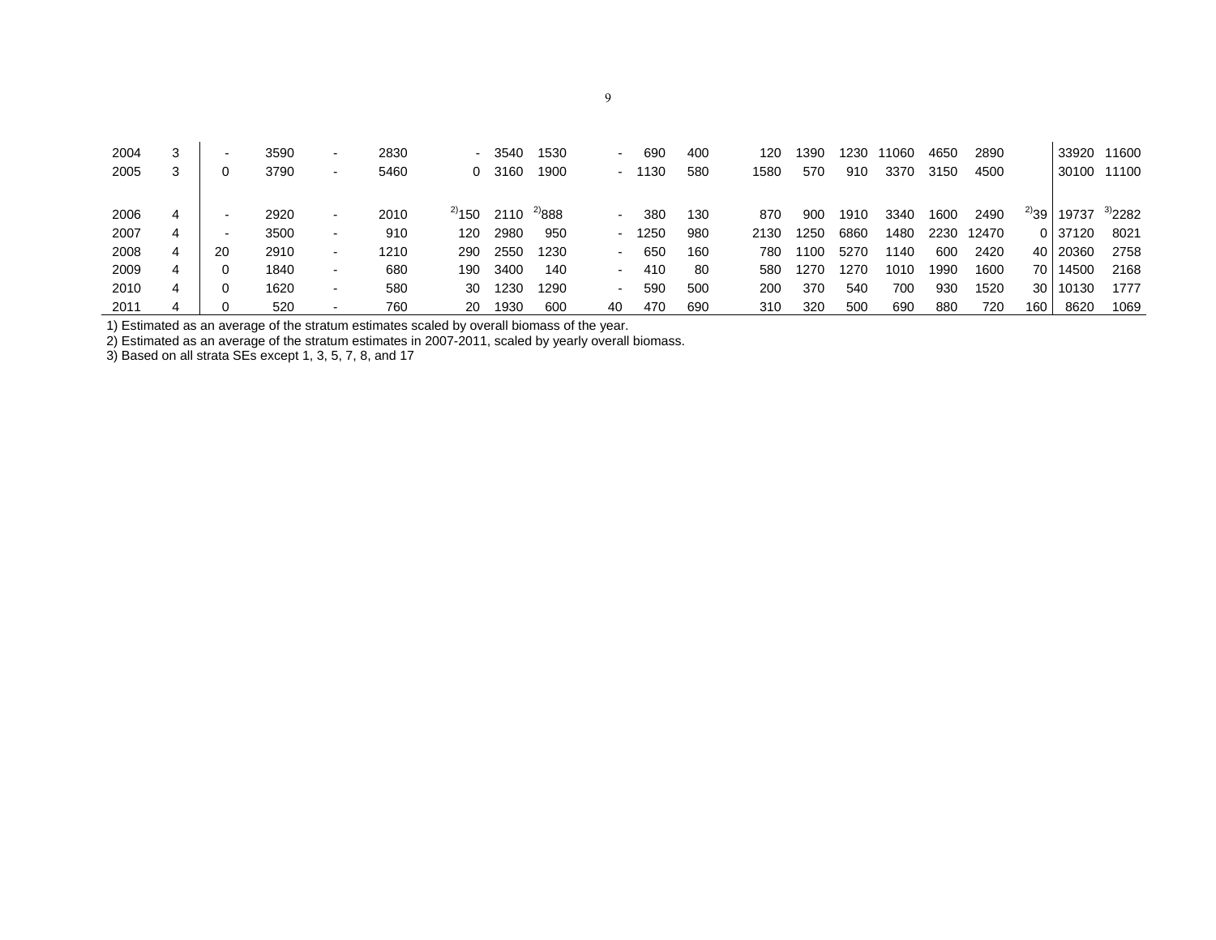| | | | | | | | | | | | | | | | | | | | | |
|---|---|---|---|---|---|---|---|---|---|---|---|---|---|---|---|---|---|---|---|---|
| 2004 | 3 | - | 3590 | - | 2830 | - | 3540 | 1530 | - | 690 | 400 | 120 | 1390 | 1230 | 11060 | 4650 | 2890 | | 33920 | 11600 |
| 2005 | 3 | 0 | 3790 | - | 5460 | 0 | 3160 | 1900 | - | 1130 | 580 | 1580 | 570 | 910 | 3370 | 3150 | 4500 | | 30100 | 11100 |
| 2006 | 4 | - | 2920 | - | 2010 | [2)]150 | 2110 | [2)]888 | - | 380 | 130 | 870 | 900 | 1910 | 3340 | 1600 | 2490 | [2)]39 | 19737 | [3)]2282 |
| 2007 | 4 | - | 3500 | - | 910 | 120 | 2980 | 950 | - | 1250 | 980 | 2130 | 1250 | 6860 | 1480 | 2230 | 12470 | 0 | 37120 | 8021 |
| 2008 | 4 | 20 | 2910 | - | 1210 | 290 | 2550 | 1230 | - | 650 | 160 | 780 | 1100 | 5270 | 1140 | 600 | 2420 | 40 | 20360 | 2758 |
| 2009 | 4 | 0 | 1840 | - | 680 | 190 | 3400 | 140 | - | 410 | 80 | 580 | 1270 | 1270 | 1010 | 1990 | 1600 | 70 | 14500 | 2168 |
| 2010 | 4 | 0 | 1620 | - | 580 | 30 | 1230 | 1290 | - | 590 | 500 | 200 | 370 | 540 | 700 | 930 | 1520 | 30 | 10130 | 1777 |
| 2011 | 4 | 0 | 520 | - | 760 | 20 | 1930 | 600 | 40 | 470 | 690 | 310 | 320 | 500 | 690 | 880 | 720 | 160 | 8620 | 1069 |

1) Estimated as an average of the stratum estimates scaled by overall biomass of the year.
2) Estimated as an average of the stratum estimates in 2007-2011, scaled by yearly overall biomass.
3) Based on all strata SEs except 1, 3, 5, 7, 8, and 17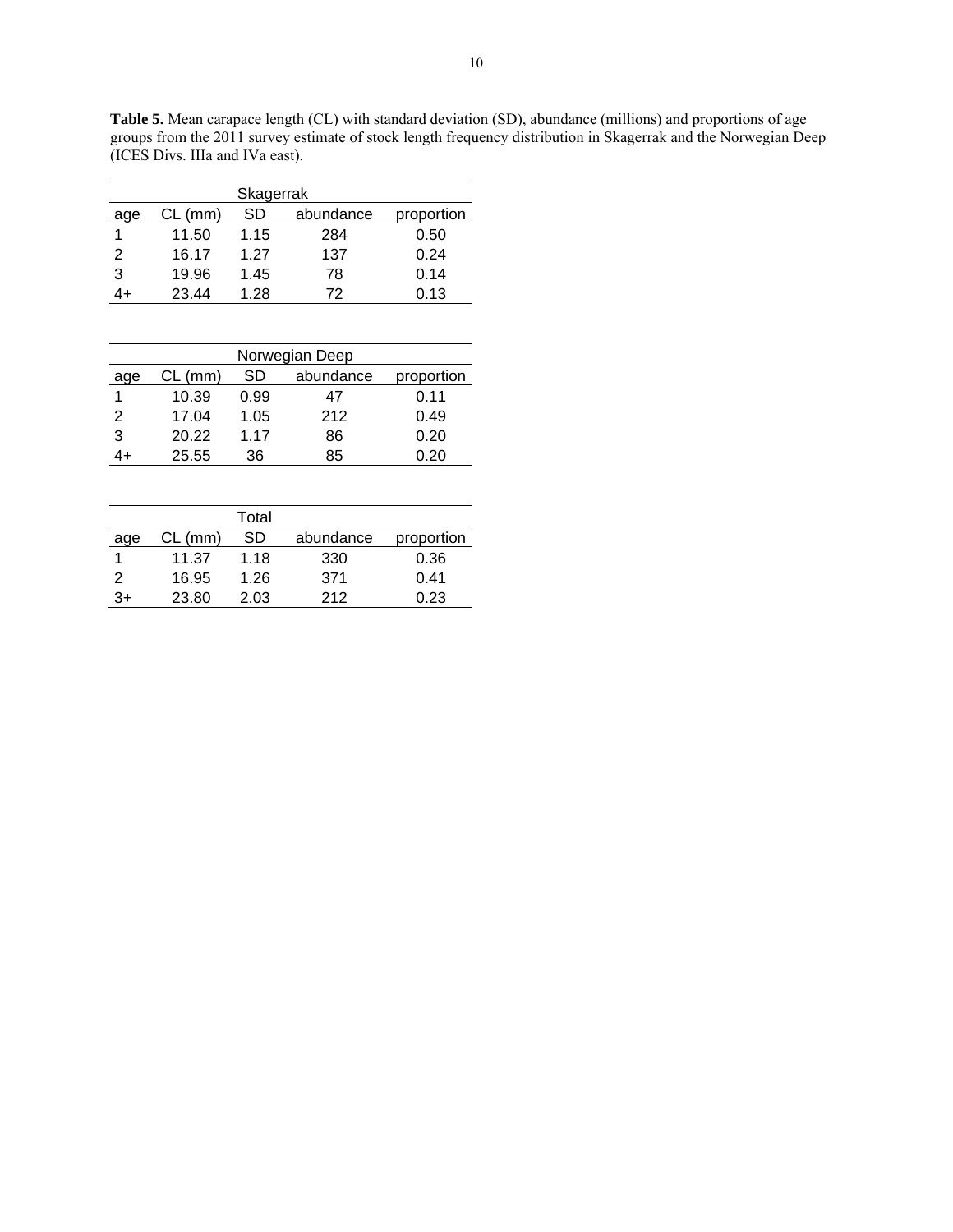**Table 5.** Mean carapace length (CL) with standard deviation (SD), abundance (millions) and proportions of age groups from the 2011 survey estimate of stock length frequency distribution in Skagerrak and the Norwegian Deep (ICES Divs. IIIa and IVa east).

| Skagerrak | | | | |
|---|---|---|---|---|
| age | CL (mm) | SD | abundance | proportion |
| 1 | 11.50 | 1.15 | 284 | 0.50 |
| 2 | 16.17 | 1.27 | 137 | 0.24 |
| 3 | 19.96 | 1.45 | 78 | 0.14 |
| 4+ | 23.44 | 1.28 | 72 | 0.13 |

| Norwegian Deep | | | | |
|---|---|---|---|---|
| age | CL (mm) | SD | abundance | proportion |
| 1 | 10.39 | 0.99 | 47 | 0.11 |
| 2 | 17.04 | 1.05 | 212 | 0.49 |
| 3 | 20.22 | 1.17 | 86 | 0.20 |
| 4+ | 25.55 | 36 | 85 | 0.20 |

| Total | | | | |
|---|---|---|---|---|
| age | CL (mm) | SD | abundance | proportion |
| 1 | 11.37 | 1.18 | 330 | 0.36 |
| 2 | 16.95 | 1.26 | 371 | 0.41 |
| 3+ | 23.80 | 2.03 | 212 | 0.23 |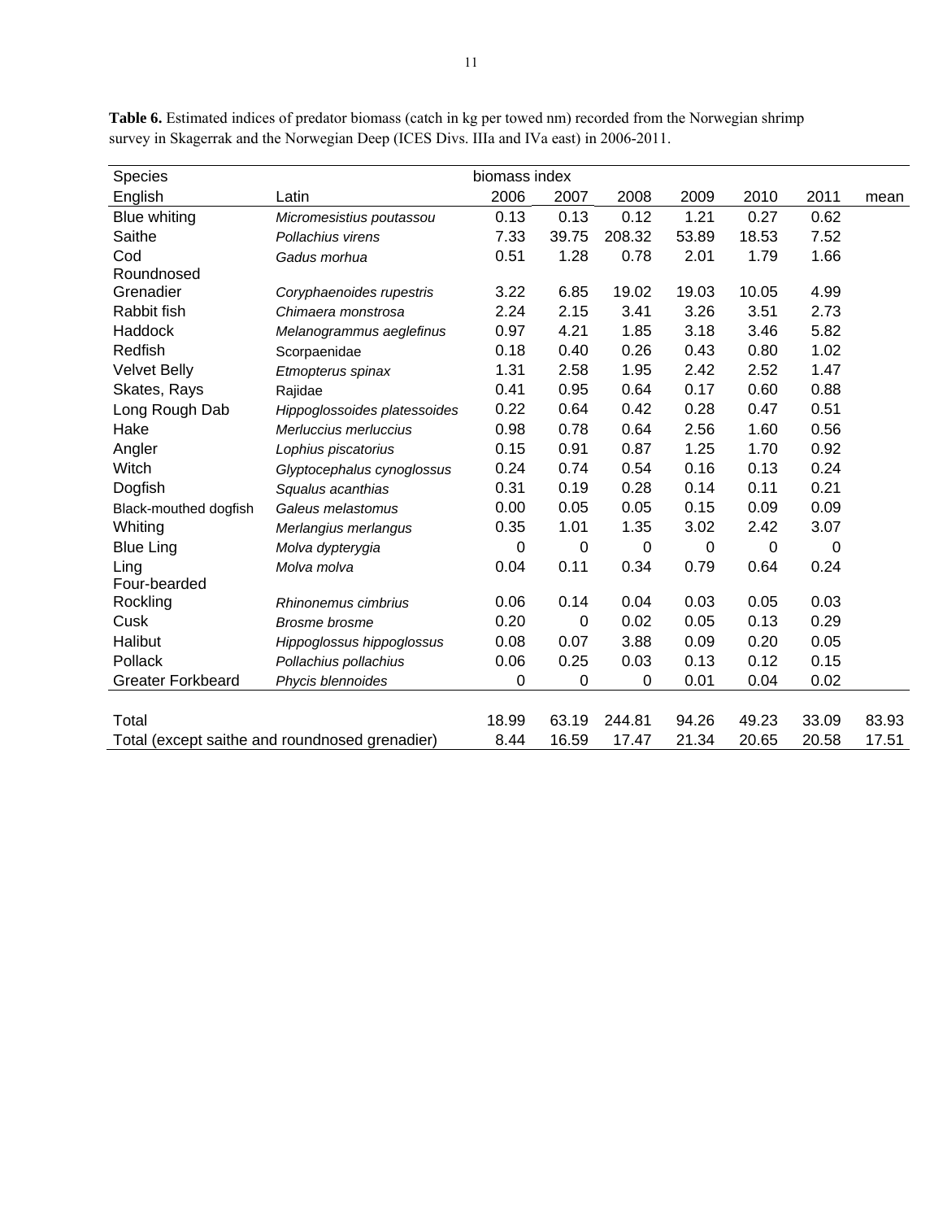**Table 6.** Estimated indices of predator biomass (catch in kg per towed nm) recorded from the Norwegian shrimp survey in Skagerrak and the Norwegian Deep (ICES Divs. IIIa and IVa east) in 2006-2011.

| Species | | biomass index | | | | | | |
|---|---|---|---|---|---|---|---|---|
| English | Latin | 2006 | 2007 | 2008 | 2009 | 2010 | 2011 | mean |
| Blue whiting | *Micromesistius poutassou* | 0.13 | 0.13 | 0.12 | 1.21 | 0.27 | 0.62 | |
| Saithe | *Pollachius virens* | 7.33 | 39.75 | 208.32 | 53.89 | 18.53 | 7.52 | |
| Cod | *Gadus morhua* | 0.51 | 1.28 | 0.78 | 2.01 | 1.79 | 1.66 | |
| Roundnosed Grenadier | *Coryphaenoides rupestris* | 3.22 | 6.85 | 19.02 | 19.03 | 10.05 | 4.99 | |
| Rabbit fish | *Chimaera monstrosa* | 2.24 | 2.15 | 3.41 | 3.26 | 3.51 | 2.73 | |
| Haddock | *Melanogrammus aeglefinus* | 0.97 | 4.21 | 1.85 | 3.18 | 3.46 | 5.82 | |
| Redfish | Scorpaenidae | 0.18 | 0.40 | 0.26 | 0.43 | 0.80 | 1.02 | |
| Velvet Belly | *Etmopterus spinax* | 1.31 | 2.58 | 1.95 | 2.42 | 2.52 | 1.47 | |
| Skates, Rays | Rajidae | 0.41 | 0.95 | 0.64 | 0.17 | 0.60 | 0.88 | |
| Long Rough Dab | *Hippoglossoides platessoides* | 0.22 | 0.64 | 0.42 | 0.28 | 0.47 | 0.51 | |
| Hake | *Merluccius merluccius* | 0.98 | 0.78 | 0.64 | 2.56 | 1.60 | 0.56 | |
| Angler | *Lophius piscatorius* | 0.15 | 0.91 | 0.87 | 1.25 | 1.70 | 0.92 | |
| Witch | *Glyptocephalus cynoglossus* | 0.24 | 0.74 | 0.54 | 0.16 | 0.13 | 0.24 | |
| Dogfish | *Squalus acanthias* | 0.31 | 0.19 | 0.28 | 0.14 | 0.11 | 0.21 | |
| Black-mouthed dogfish | *Galeus melastomus* | 0.00 | 0.05 | 0.05 | 0.15 | 0.09 | 0.09 | |
| Whiting | *Merlangius merlangus* | 0.35 | 1.01 | 1.35 | 3.02 | 2.42 | 3.07 | |
| Blue Ling | *Molva dypterygia* | 0 | 0 | 0 | 0 | 0 | 0 | |
| Ling | *Molva molva* | 0.04 | 0.11 | 0.34 | 0.79 | 0.64 | 0.24 | |
| Four-bearded Rockling | *Rhinonemus cimbrius* | 0.06 | 0.14 | 0.04 | 0.03 | 0.05 | 0.03 | |
| Cusk | *Brosme brosme* | 0.20 | 0 | 0.02 | 0.05 | 0.13 | 0.29 | |
| Halibut | *Hippoglossus hippoglossus* | 0.08 | 0.07 | 3.88 | 0.09 | 0.20 | 0.05 | |
| Pollack | *Pollachius pollachius* | 0.06 | 0.25 | 0.03 | 0.13 | 0.12 | 0.15 | |
| Greater Forkbeard | *Phycis blennoides* | 0 | 0 | 0 | 0.01 | 0.04 | 0.02 | |
| Total | | 18.99 | 63.19 | 244.81 | 94.26 | 49.23 | 33.09 | 83.93 |
| Total (except saithe and roundnosed grenadier) | | 8.44 | 16.59 | 17.47 | 21.34 | 20.65 | 20.58 | 17.51 |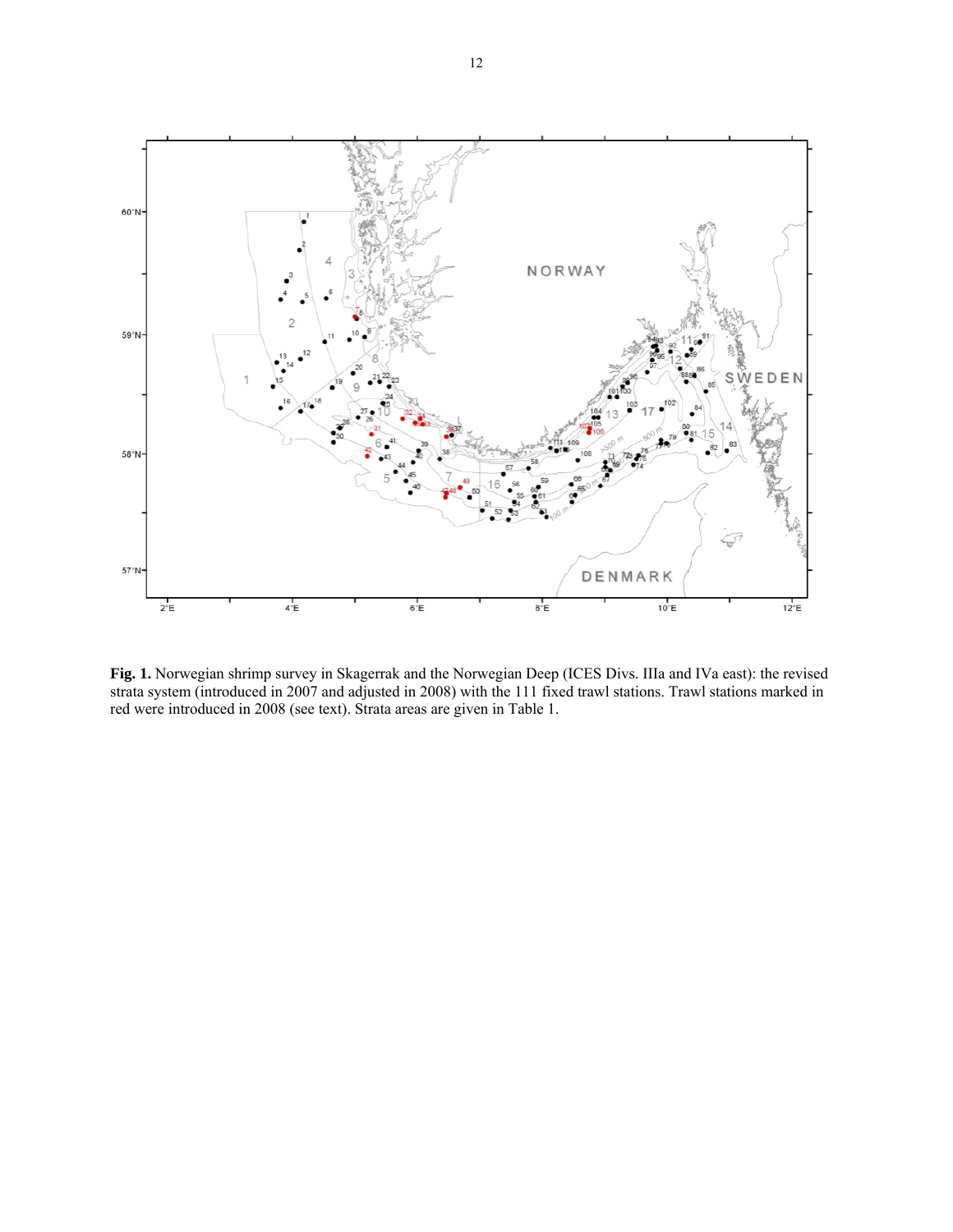**Fig. 1.** Norwegian shrimp survey in Skagerrak and the Norwegian Deep (ICES Divs. IIIa and IVa east): the revised strata system (introduced in 2007 and adjusted in 2008) with the 111 fixed trawl stations. Trawl stations marked in red were introduced in 2008 (see text). Strata areas are given in Table 1.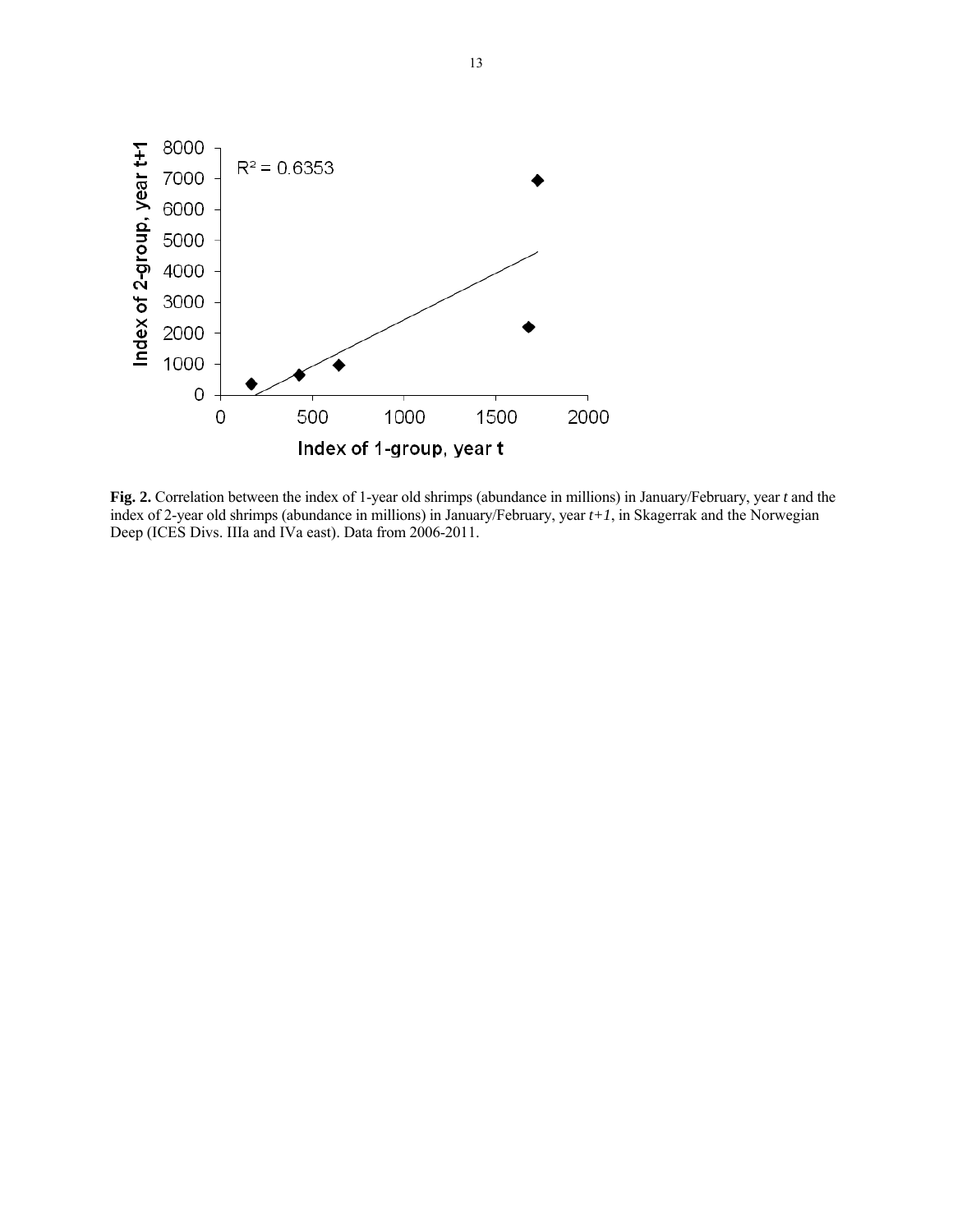**Fig. 2.** Correlation between the index of 1-year old shrimps (abundance in millions) in January/February, year *t* and the index of 2-year old shrimps (abundance in millions) in January/February, year *t+1*, in Skagerrak and the Norwegian Deep (ICES Divs. IIIa and IVa east). Data from 2006-2011.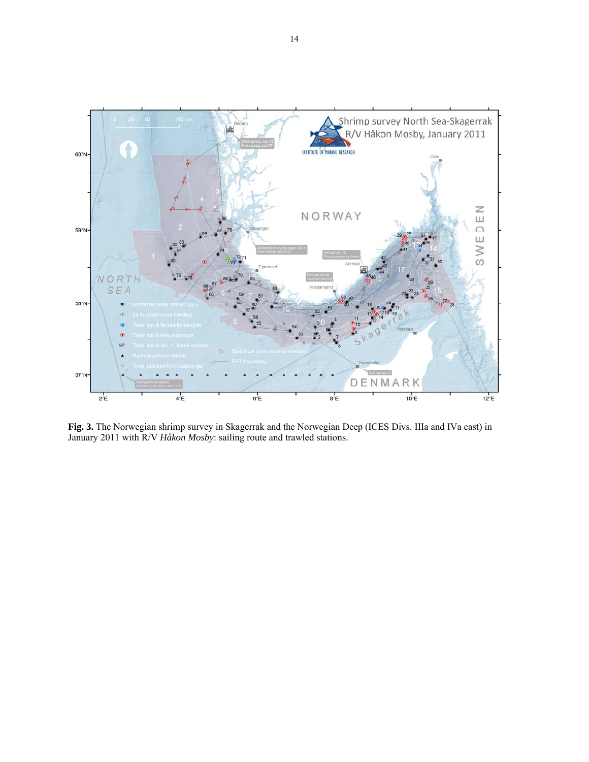**Fig. 3.** The Norwegian shrimp survey in Skagerrak and the Norwegian Deep (ICES Divs. IIIa and IVa east) in January 2011 with R/V *Håkon Mosby*: sailing route and trawled stations.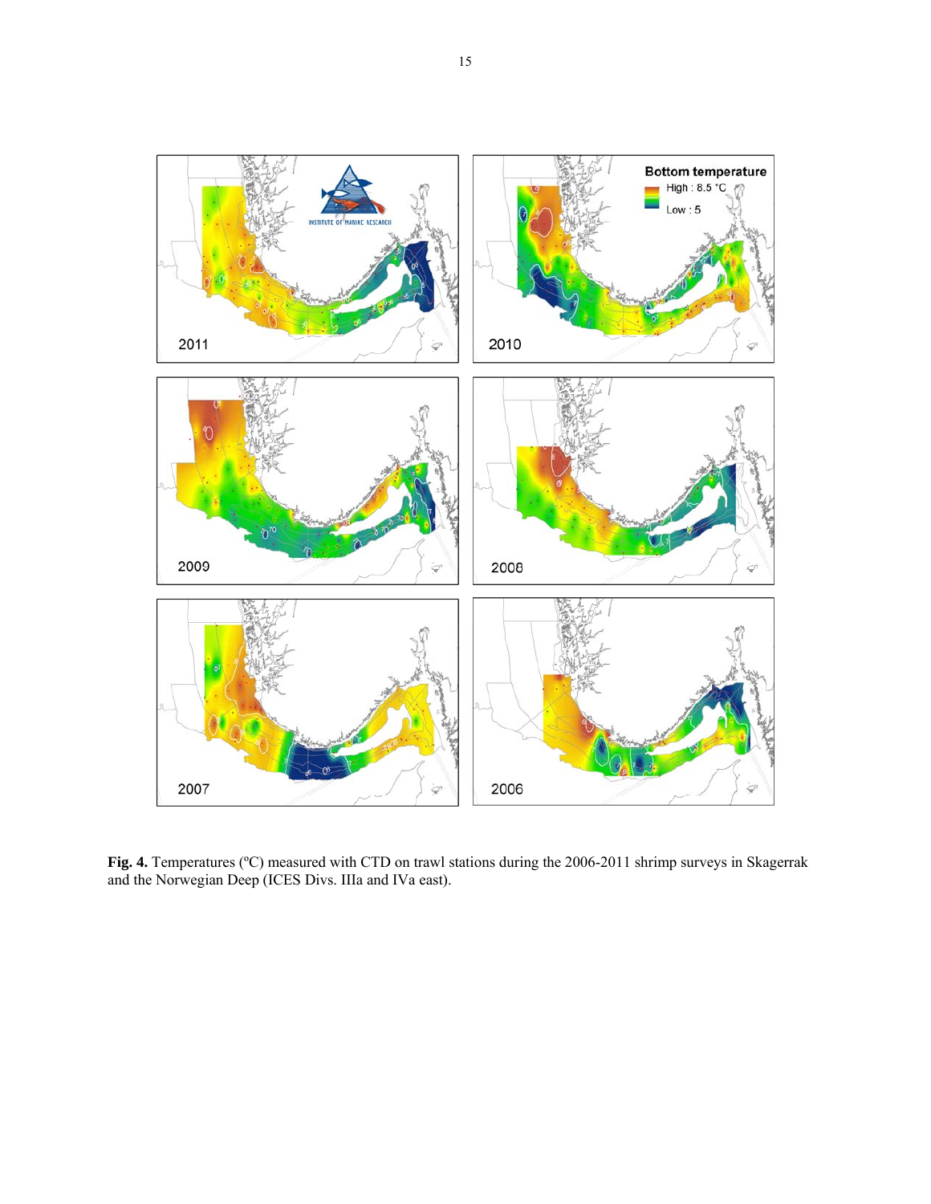**Fig. 4.** Temperatures (ºC) measured with CTD on trawl stations during the 2006-2011 shrimp surveys in Skagerrak and the Norwegian Deep (ICES Divs. IIIa and IVa east).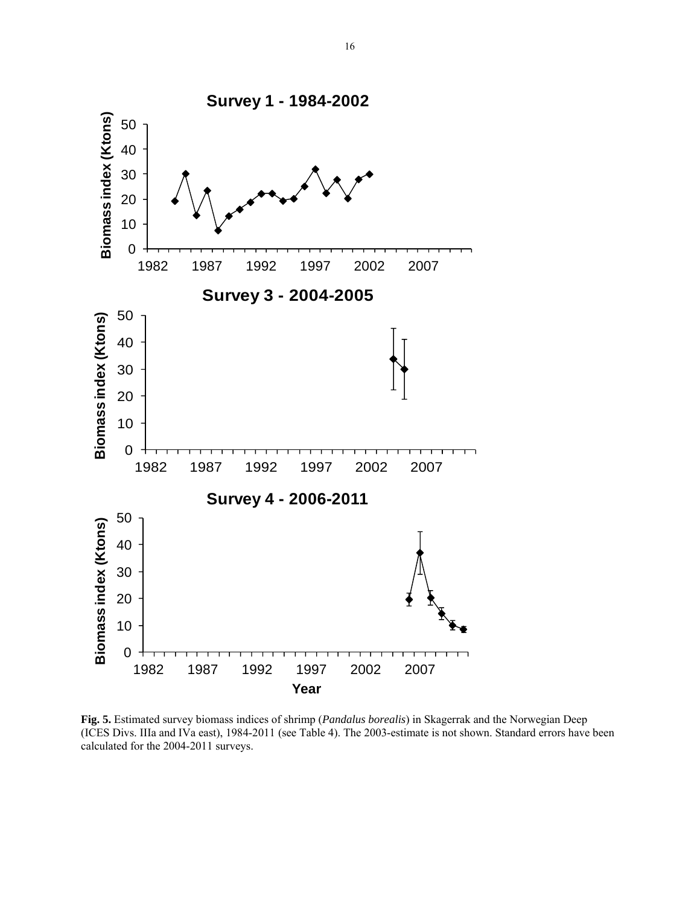**Fig. 5.** Estimated survey biomass indices of shrimp (*Pandalus borealis*) in Skagerrak and the Norwegian Deep (ICES Divs. IIIa and IVa east), 1984-2011 (see Table 4). The 2003-estimate is not shown. Standard errors have been calculated for the 2004-2011 surveys.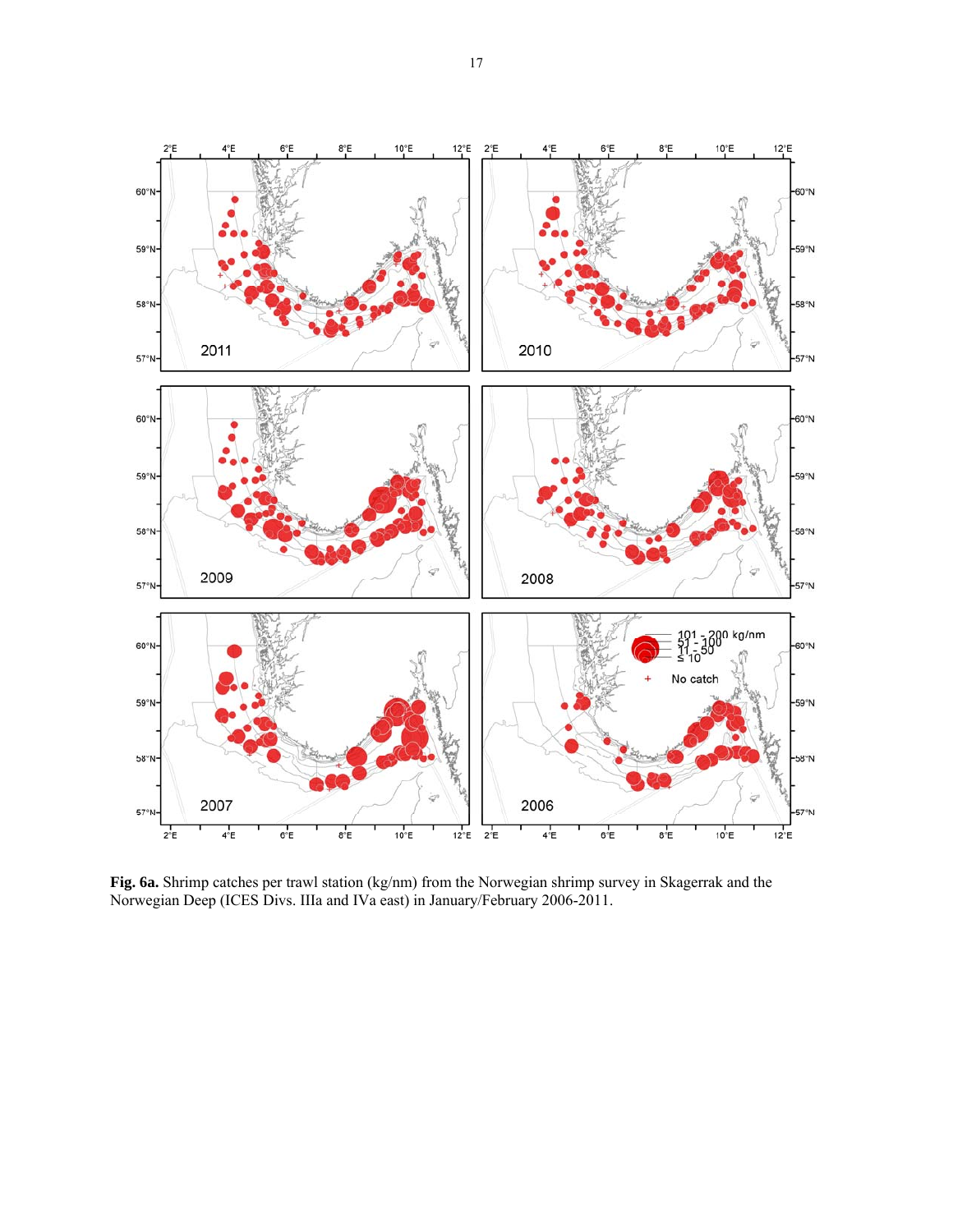**Fig. 6a.** Shrimp catches per trawl station (kg/nm) from the Norwegian shrimp survey in Skagerrak and the Norwegian Deep (ICES Divs. IIIa and IVa east) in January/February 2006-2011.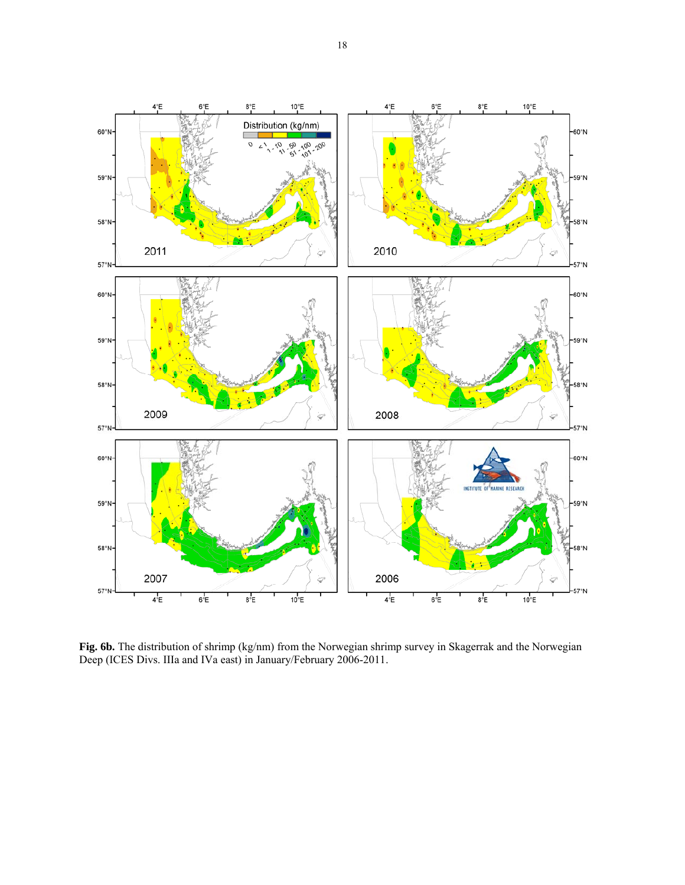**Fig. 6b.** The distribution of shrimp (kg/nm) from the Norwegian shrimp survey in Skagerrak and the Norwegian Deep (ICES Divs. IIIa and IVa east) in January/February 2006-2011.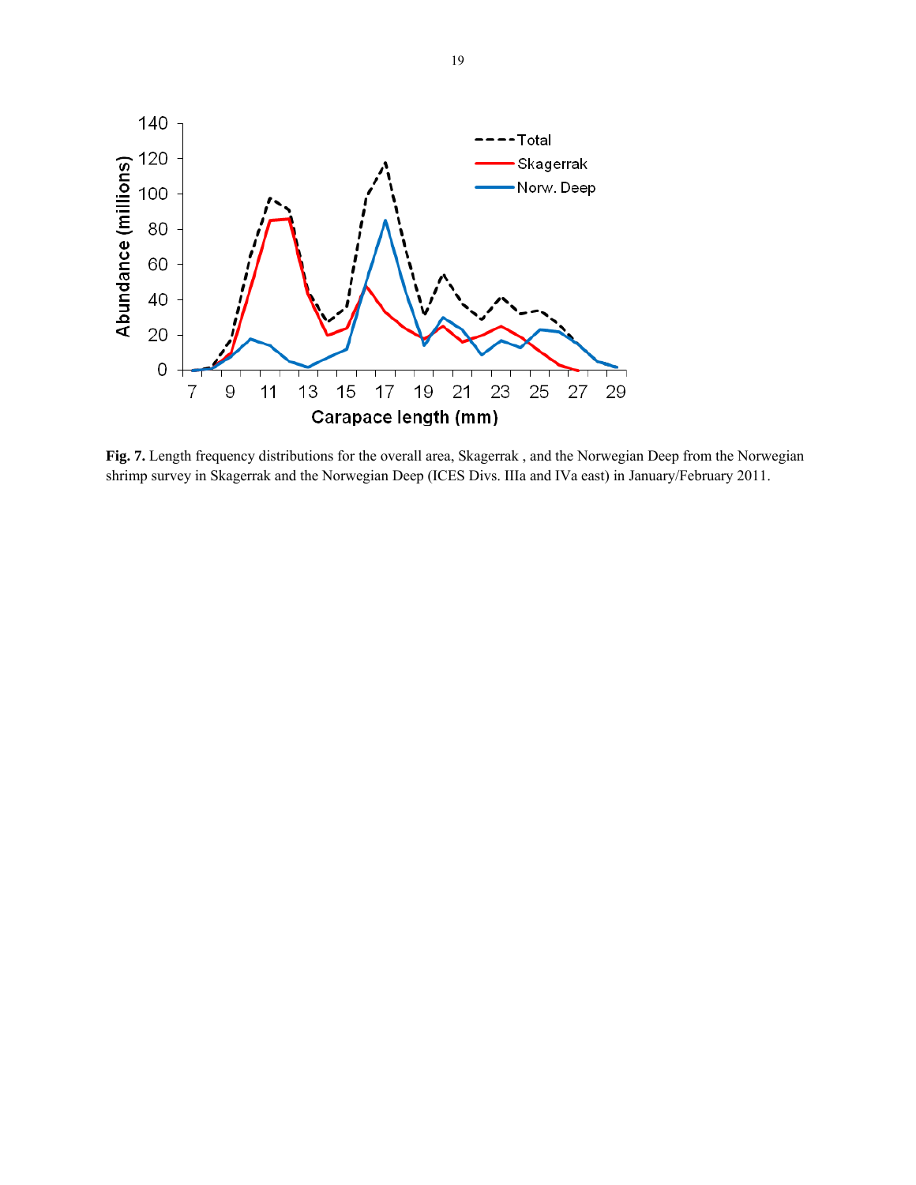**Fig. 7.** Length frequency distributions for the overall area, Skagerrak , and the Norwegian Deep from the Norwegian shrimp survey in Skagerrak and the Norwegian Deep (ICES Divs. IIIa and IVa east) in January/February 2011.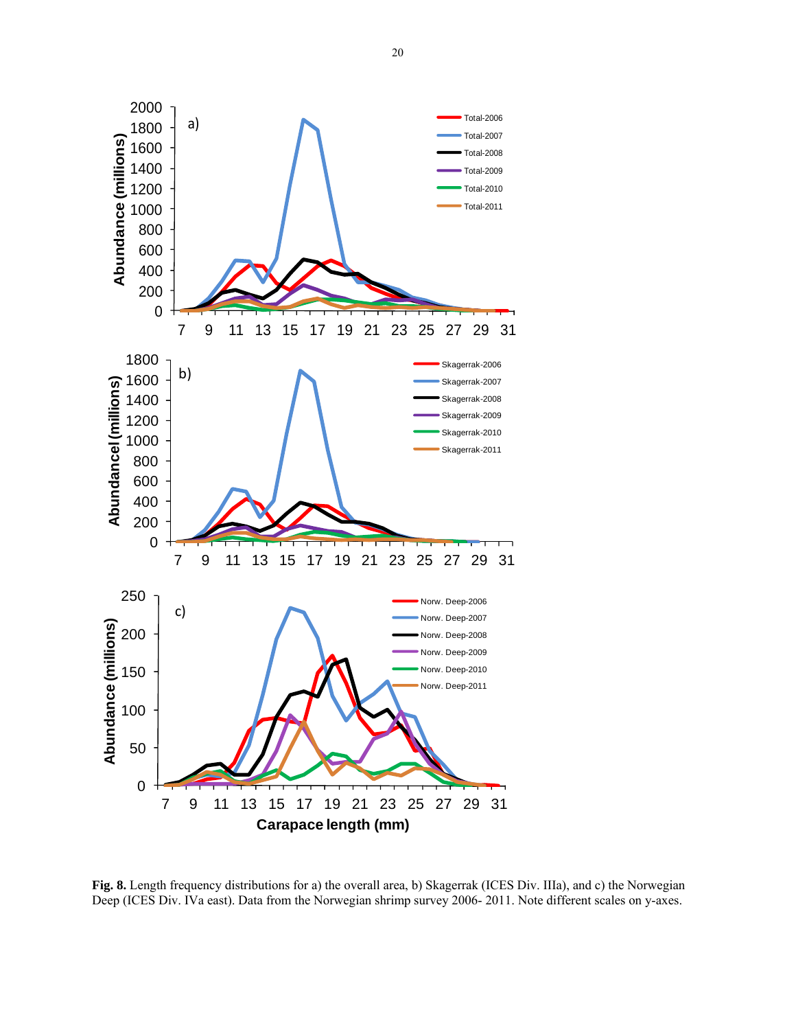**Fig. 8.** Length frequency distributions for a) the overall area, b) Skagerrak (ICES Div. IIIa), and c) the Norwegian Deep (ICES Div. IVa east). Data from the Norwegian shrimp survey 2006- 2011. Note different scales on y-axes.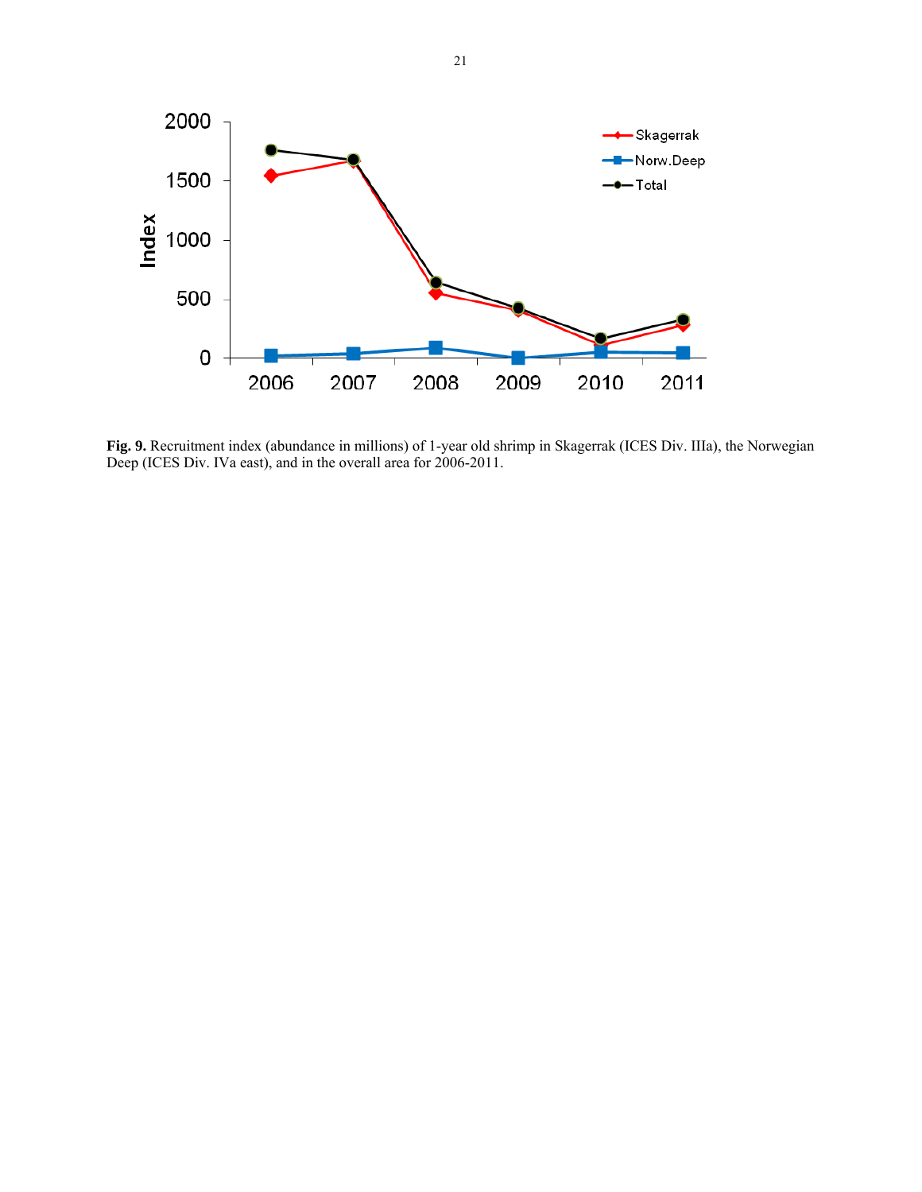**Fig. 9.** Recruitment index (abundance in millions) of 1-year old shrimp in Skagerrak (ICES Div. IIIa), the Norwegian Deep (ICES Div. IVa east), and in the overall area for 2006-2011.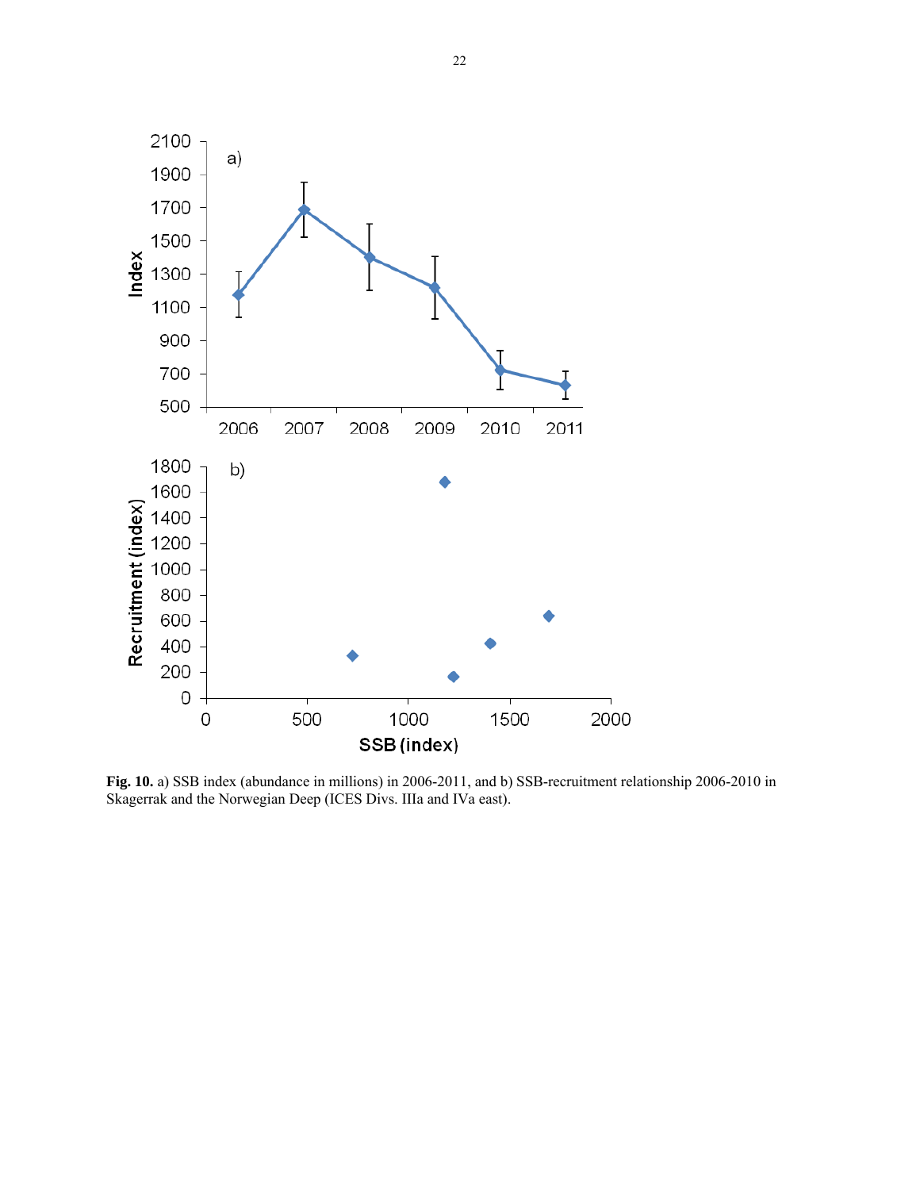a)

2100
1900
1700
1500
1300
1100
900
700
500

Index

2006 2007 2008 2009 2010 2011

b)

1800
1600
1400
1200
1000
800
600
400
200
0

Recruitment (index)

0 500 1000 1500 2000

SSB (index)

**Fig. 10.** a) SSB index (abundance in millions) in 2006-2011, and b) SSB-recruitment relationship 2006-2010 in Skagerrak and the Norwegian Deep (ICES Divs. IIIa and IVa east).